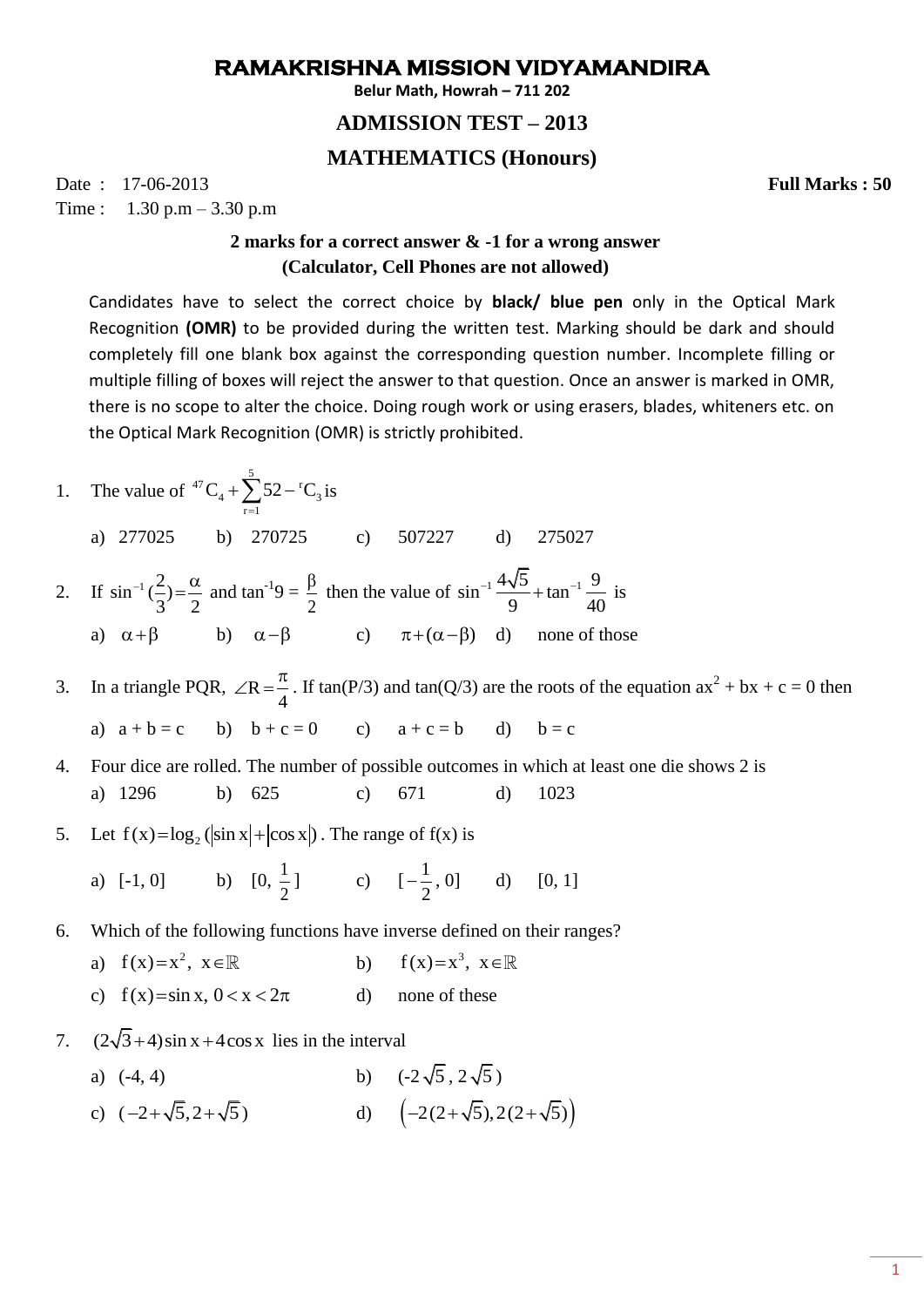# RAMAKRISHNA MISSION VIDYAMANDIRA

**Belur Math, Howrah – 711 202**

## ADMISSION TEST – 2013

## MATHEMATICS (Honours)

Date : 17-06-2013 **Full Marks : 50**

Time : 1.30 p.m – 3.30 p.m

**2 marks for a correct answer & -1 for a wrong answer**

**(Calculator, Cell Phones are not allowed)**

Candidates have to select the correct choice by **black/ blue pen** only in the Optical Mark Recognition **(OMR)** to be provided during the written test. Marking should be dark and should completely fill one blank box against the corresponding question number. Incomplete filling or multiple filling of boxes will reject the answer to that question. Once an answer is marked in OMR, there is no scope to alter the choice. Doing rough work or using erasers, blades, whiteners etc. on the Optical Mark Recognition (OMR) is strictly prohibited.

1. The value of ${}^{47}C_4 + \sum_{r=1}^{5} 52 - {}^{r}C_3$ is

   a) 277025 b) 270725 c) 507227 d) 275027

2. If $\sin^{-1}(\frac{2}{3}) = \frac{\alpha}{2}$ and $\tan^{-1}9 = \frac{\beta}{2}$ then the value of $\sin^{-1}\frac{4\sqrt{5}}{9} + \tan^{-1}\frac{9}{40}$ is

   a) $\alpha + \beta$ b) $\alpha - \beta$ c) $\pi + (\alpha - \beta)$ d) none of those

3. In a triangle PQR, $\angle R = \frac{\pi}{4}$. If tan(P/3) and tan(Q/3) are the roots of the equation $ax^2 + bx + c = 0$ then

   a) a + b = c b) b + c = 0 c) a + c = b d) b = c

4. Four dice are rolled. The number of possible outcomes in which at least one die shows 2 is

   a) 1296 b) 625 c) 671 d) 1023

5. Let $f(x) = \log_2(|\sin x| + |\cos x|)$. The range of f(x) is

   a) [-1, 0] b) $[0, \frac{1}{2}]$ c) $[-\frac{1}{2}, 0]$ d) [0, 1]

6. Which of the following functions have inverse defined on their ranges?

   a) $f(x) = x^2,\ x \in \mathbb{R}$ b) $f(x) = x^3,\ x \in \mathbb{R}$

   c) $f(x) = \sin x,\ 0 < x < 2\pi$ d) none of these

7. $(2\sqrt{3} + 4)\sin x + 4\cos x$ lies in the interval

   a) (-4, 4) b) $(-2\sqrt{5}, 2\sqrt{5})$

   c) $(-2+\sqrt{5}, 2+\sqrt{5})$ d) $\left(-2(2+\sqrt{5}), 2(2+\sqrt{5})\right)$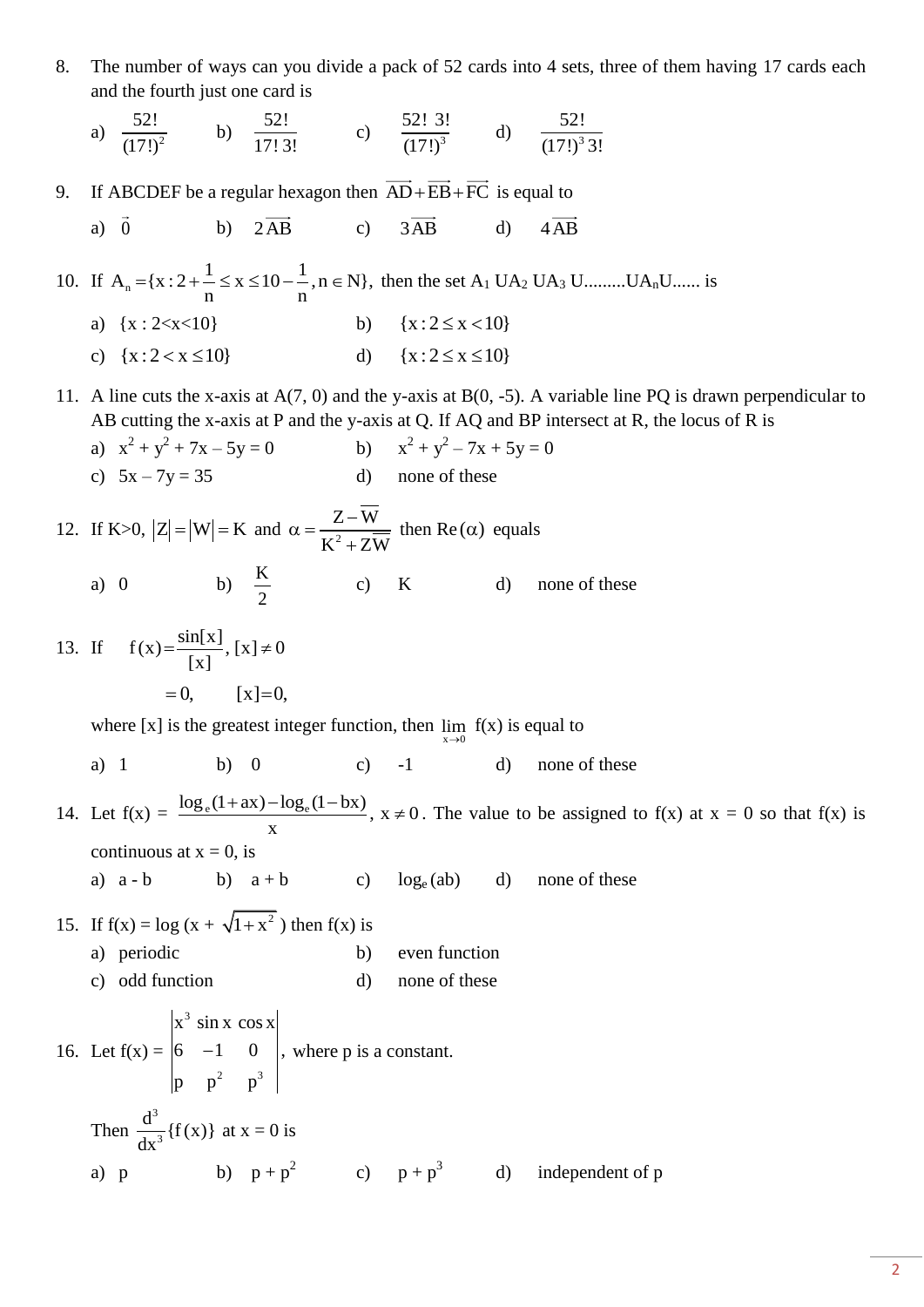8. The number of ways can you divide a pack of 52 cards into 4 sets, three of them having 17 cards each and the fourth just one card is

   a) $\dfrac{52!}{(17!)^2}$ b) $\dfrac{52!}{17!\,3!}$ c) $\dfrac{52!\;3!}{(17!)^3}$ d) $\dfrac{52!}{(17!)^3\,3!}$

9. If ABCDEF be a regular hexagon then $\overrightarrow{AD}+\overrightarrow{EB}+\overrightarrow{FC}$ is equal to

   a) $\vec{0}$ b) $2\overrightarrow{AB}$ c) $3\overrightarrow{AB}$ d) $4\overrightarrow{AB}$

10. If $A_n = \{x : 2+\frac{1}{n} \le x \le 10-\frac{1}{n}, n \in N\}$, then the set $A_1$ U$A_2$ U$A_3$ U.........U$A_n$U...... is

    a) $\{x : 2<x<10\}$ b) $\{x : 2 \le x < 10\}$

    c) $\{x : 2 < x \le 10\}$ d) $\{x : 2 \le x \le 10\}$

11. A line cuts the x-axis at A(7, 0) and the y-axis at B(0, -5). A variable line PQ is drawn perpendicular to AB cutting the x-axis at P and the y-axis at Q. If AQ and BP intersect at R, the locus of R is

    a) $x^2 + y^2 + 7x - 5y = 0$ b) $x^2 + y^2 - 7x + 5y = 0$

    c) $5x - 7y = 35$ d) none of these

12. If K>0, $|Z| = |W| = K$ and $\alpha = \dfrac{Z-\overline{W}}{K^2+Z\overline{W}}$ then $\text{Re}(\alpha)$ equals

    a) 0 b) $\dfrac{K}{2}$ c) K d) none of these

13. If $f(x)=\dfrac{\sin[x]}{[x]},\ [x]\neq 0$

    $\quad\quad = 0, \quad [x]=0,$

    where [x] is the greatest integer function, then $\lim\limits_{x\to 0} f(x)$ is equal to

    a) 1 b) 0 c) -1 d) none of these

14. Let f(x) = $\dfrac{\log_e(1+ax)-\log_e(1-bx)}{x}$, $x \neq 0$. The value to be assigned to f(x) at x = 0 so that f(x) is continuous at x = 0, is

    a) a - b b) a + b c) $\log_e(ab)$ d) none of these

15. If f(x) = log (x + $\sqrt{1+x^2}$ ) then f(x) is

    a) periodic b) even function

    c) odd function d) none of these

16. Let f(x) = $\begin{vmatrix} x^3 & \sin x & \cos x \\ 6 & -1 & 0 \\ p & p^2 & p^3 \end{vmatrix}$, where p is a constant.

    Then $\dfrac{d^3}{dx^3}\{f(x)\}$ at x = 0 is

    a) p b) $p + p^2$ c) $p + p^3$ d) independent of p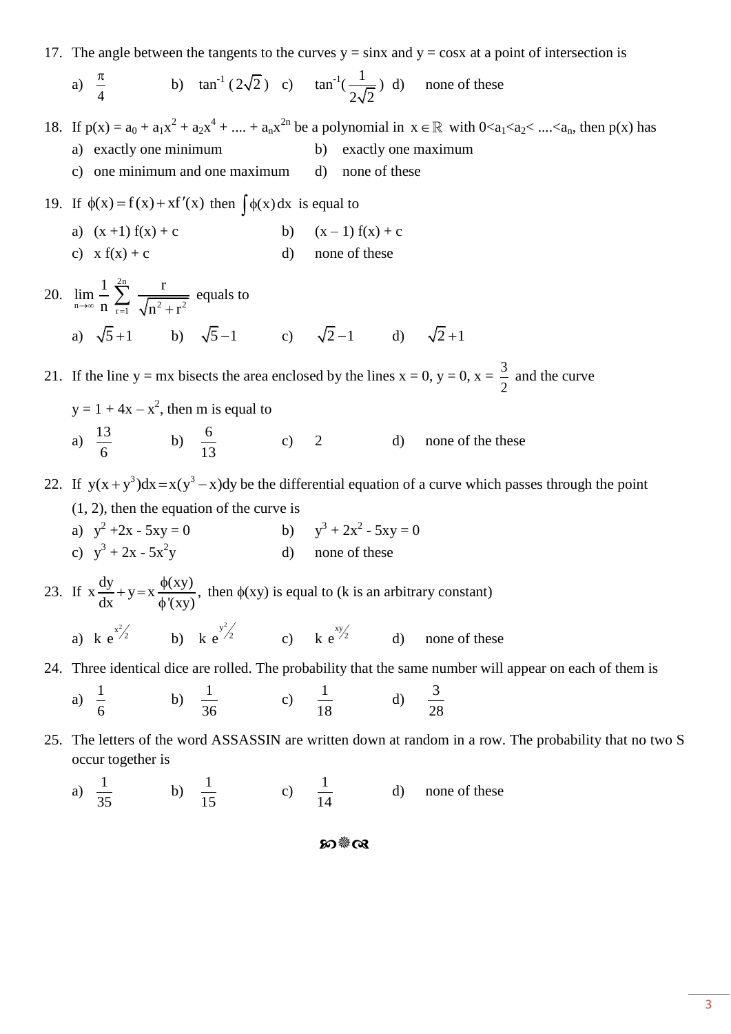17. The angle between the tangents to the curves y = sinx and y = cosx at a point of intersection is

   a) $\frac{\pi}{4}$  b) $\tan^{-1}(2\sqrt{2})$  c) $\tan^{-1}(\frac{1}{2\sqrt{2}})$  d) none of these

18. If $p(x) = a_0 + a_1x^2 + a_2x^4 + .... + a_nx^{2n}$ be a polynomial in $x \in \mathbb{R}$ with $0<a_1<a_2< ....<a_n$, then p(x) has

   a) exactly one minimum  b) exactly one maximum
   c) one minimum and one maximum  d) none of these

19. If $\phi(x) = f(x) + xf'(x)$ then $\int \phi(x)\, dx$ is equal to

   a) $(x+1) f(x) + c$  b) $(x-1) f(x) + c$
   c) $x f(x) + c$  d) none of these

20. $\lim_{n\to\infty} \frac{1}{n} \sum_{r=1}^{2n} \frac{r}{\sqrt{n^2+r^2}}$ equals to

   a) $\sqrt{5}+1$  b) $\sqrt{5}-1$  c) $\sqrt{2}-1$  d) $\sqrt{2}+1$

21. If the line y = mx bisects the area enclosed by the lines x = 0, y = 0, x = $\frac{3}{2}$ and the curve $y = 1 + 4x - x^2$, then m is equal to

   a) $\frac{13}{6}$  b) $\frac{6}{13}$  c) 2  d) none of the these

22. If $y(x+y^3)dx = x(y^3 - x)dy$ be the differential equation of a curve which passes through the point (1, 2), then the equation of the curve is

   a) $y^2 + 2x - 5xy = 0$  b) $y^3 + 2x^2 - 5xy = 0$
   c) $y^3 + 2x - 5x^2y$  d) none of these

23. If $x\frac{dy}{dx} + y = x\frac{\phi(xy)}{\phi'(xy)}$, then $\phi(xy)$ is equal to (k is an arbitrary constant)

   a) $k\, e^{x^2/2}$  b) $k\, e^{y^2/2}$  c) $k\, e^{xy/2}$  d) none of these

24. Three identical dice are rolled. The probability that the same number will appear on each of them is

   a) $\frac{1}{6}$  b) $\frac{1}{36}$  c) $\frac{1}{18}$  d) $\frac{3}{28}$

25. The letters of the word ASSASSIN are written down at random in a row. The probability that no two S occur together is

   a) $\frac{1}{35}$  b) $\frac{1}{15}$  c) $\frac{1}{14}$  d) none of these